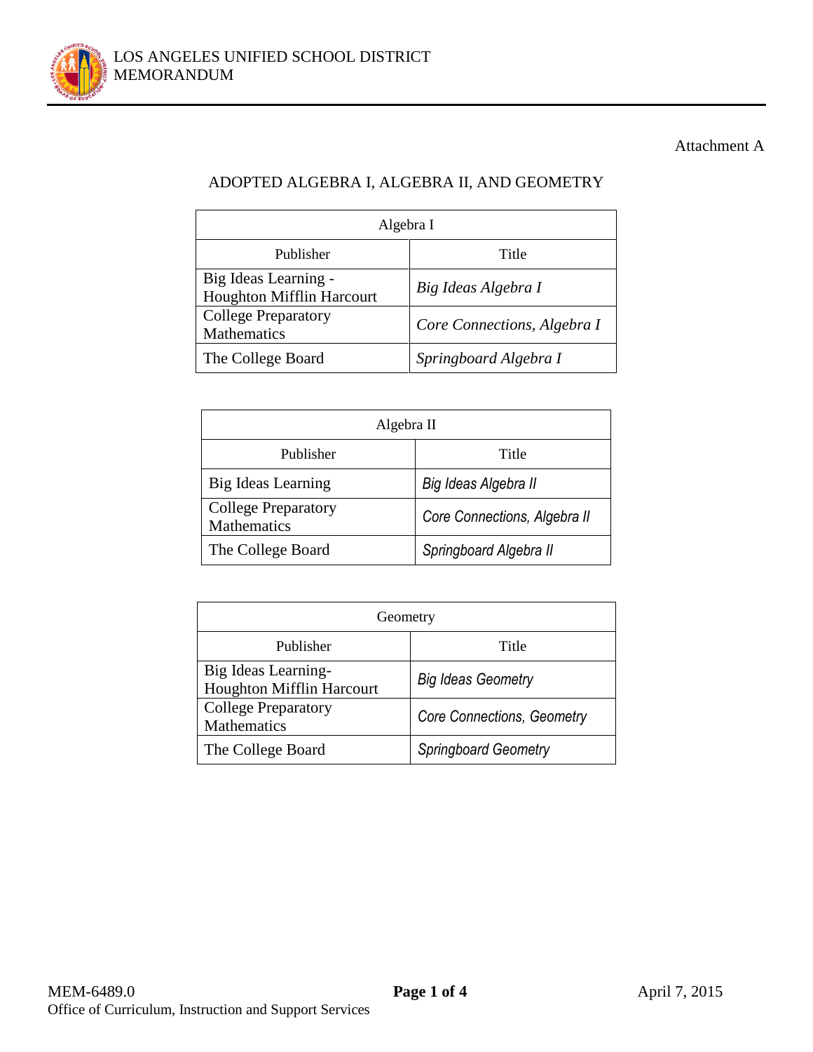LOS ANGELES UNIFIED SCHOOL DISTRICT
MEMORANDUM

Attachment A

## ADOPTED ALGEBRA I, ALGEBRA II, AND GEOMETRY

| Algebra I | |
|---|---|
| Publisher | Title |
| Big Ideas Learning - Houghton Mifflin Harcourt | *Big Ideas Algebra I* |
| College Preparatory Mathematics | *Core Connections, Algebra I* |
| The College Board | *Springboard Algebra I* |

| Algebra II | |
|---|---|
| Publisher | Title |
| Big Ideas Learning | *Big Ideas Algebra II* |
| College Preparatory Mathematics | *Core Connections, Algebra II* |
| The College Board | *Springboard Algebra II* |

| Geometry | |
|---|---|
| Publisher | Title |
| Big Ideas Learning- Houghton Mifflin Harcourt | *Big Ideas Geometry* |
| College Preparatory Mathematics | *Core Connections, Geometry* |
| The College Board | *Springboard Geometry* |

MEM-6489.0
Office of Curriculum, Instruction and Support Services

April 7, 2015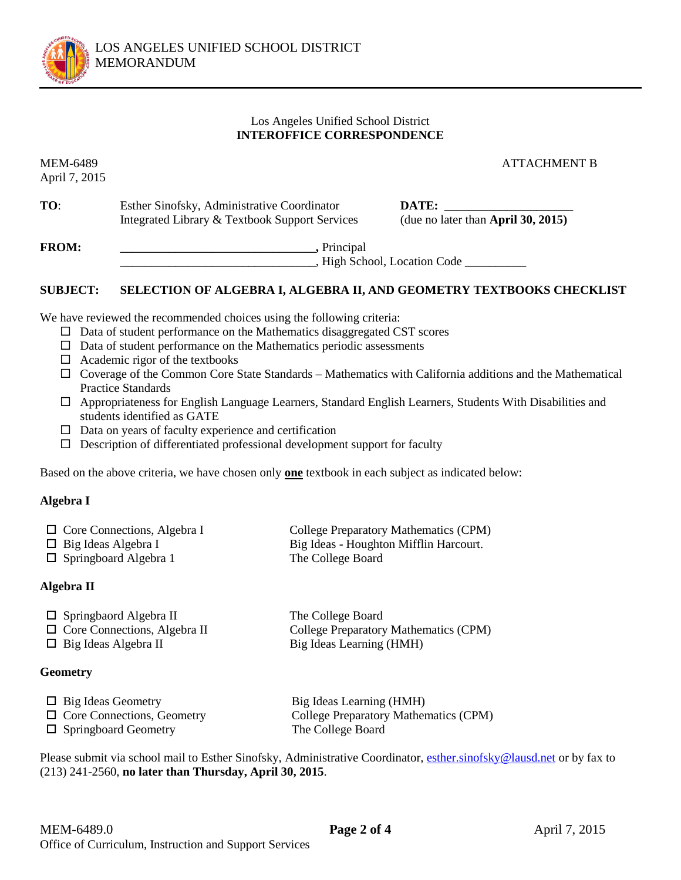LOS ANGELES UNIFIED SCHOOL DISTRICT
MEMORANDUM

Los Angeles Unified School District
**INTEROFFICE CORRESPONDENCE**

MEM-6489
April 7, 2015

ATTACHMENT B

**TO**: Esther Sinofsky, Administrative Coordinator
Integrated Library & Textbook Support Services

**DATE:** ____________________
(due no later than **April 30, 2015)**

**FROM:** ______________________________, Principal
______________________________, High School, Location Code _________

**SUBJECT: SELECTION OF ALGEBRA I, ALGEBRA II, AND GEOMETRY TEXTBOOKS CHECKLIST**

We have reviewed the recommended choices using the following criteria:

- ☐ Data of student performance on the Mathematics disaggregated CST scores
- ☐ Data of student performance on the Mathematics periodic assessments
- ☐ Academic rigor of the textbooks
- ☐ Coverage of the Common Core State Standards – Mathematics with California additions and the Mathematical Practice Standards
- ☐ Appropriateness for English Language Learners, Standard English Learners, Students With Disabilities and students identified as GATE
- ☐ Data on years of faculty experience and certification
- ☐ Description of differentiated professional development support for faculty

Based on the above criteria, we have chosen only **one** textbook in each subject as indicated below:

**Algebra I**

| | |
|---|---|
| ☐ Core Connections, Algebra I | College Preparatory Mathematics (CPM) |
| ☐ Big Ideas Algebra I | Big Ideas - Houghton Mifflin Harcourt. |
| ☐ Springboard Algebra 1 | The College Board |

**Algebra II**

| | |
|---|---|
| ☐ Springbaord Algebra II | The College Board |
| ☐ Core Connections, Algebra II | College Preparatory Mathematics (CPM) |
| ☐ Big Ideas Algebra II | Big Ideas Learning (HMH) |

**Geometry**

| | |
|---|---|
| ☐ Big Ideas Geometry | Big Ideas Learning (HMH) |
| ☐ Core Connections, Geometry | College Preparatory Mathematics (CPM) |
| ☐ Springboard Geometry | The College Board |

Please submit via school mail to Esther Sinofsky, Administrative Coordinator, esther.sinofsky@lausd.net or by fax to (213) 241-2560, **no later than Thursday, April 30, 2015**.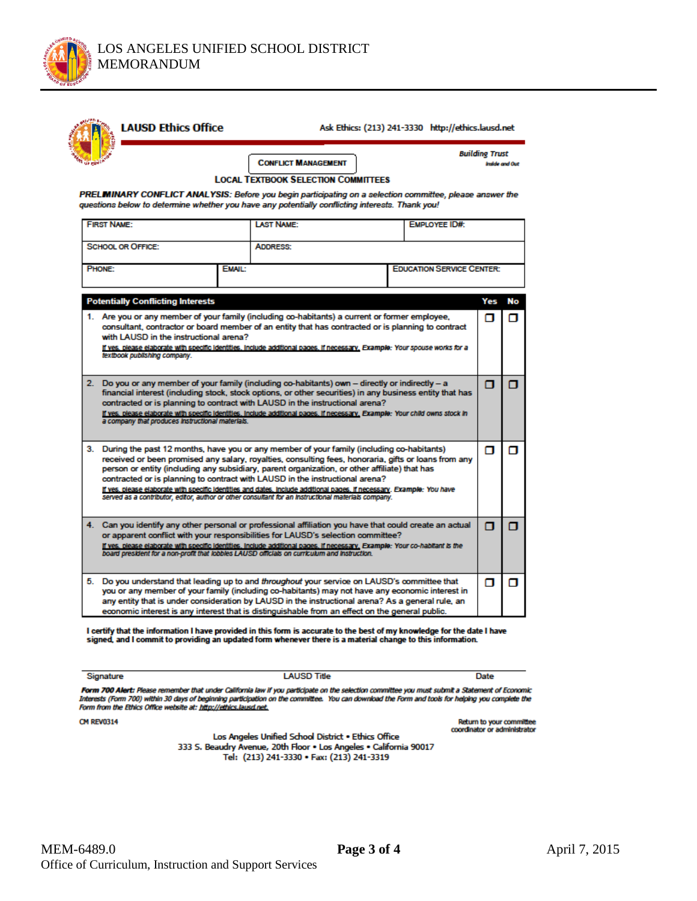LOS ANGELES UNIFIED SCHOOL DISTRICT
MEMORANDUM

**LAUSD Ethics Office**

Ask Ethics: (213) 241-3330 http://ethics.lausd.net

*Building Trust Inside and Out*

**CONFLICT MANAGEMENT**

**LOCAL TEXTBOOK SELECTION COMMITTEES**

***PRELIMINARY CONFLICT ANALYSIS:*** *Before you begin participating on a selection committee, please answer the questions below to determine whether you have any potentially conflicting interests. Thank you!*

| FIRST NAME: | LAST NAME: | EMPLOYEE ID#: |
|---|---|---|
| SCHOOL OR OFFICE: | ADDRESS: | |
| PHONE: | EMAIL: | EDUCATION SERVICE CENTER: |

| Potentially Conflicting Interests | Yes | No |
|---|---|---|
| 1. Are you or any member of your family (including co-habitants) a current or former employee, consultant, contractor or board member of an entity that has contracted or is planning to contract with LAUSD in the instructional arena? <br> If yes, please elaborate with specific identities. Include additional pages, if necessary. **Example:** *Your spouse works for a textbook publishing company.* | ☐ | ☐ |
| 2. Do you or any member of your family (including co-habitants) own – directly or indirectly – a financial interest (including stock, stock options, or other securities) in any business entity that has contracted or is planning to contract with LAUSD in the instructional arena? <br> If yes, please elaborate with specific identities. Include additional pages, if necessary. **Example:** *Your child owns stock in a company that produces instructional materials.* | ☐ | ☐ |
| 3. During the past 12 months, have you or any member of your family (including co-habitants) received or been promised any salary, royalties, consulting fees, honoraria, gifts or loans from any person or entity (including any subsidiary, parent organization, or other affiliate) that has contracted or is planning to contract with LAUSD in the instructional arena? <br> If yes, please elaborate with specific identities and dates. Include additional pages, if necessary. **Example:** *You have served as a contributor, editor, author or other consultant for an instructional materials company.* | ☐ | ☐ |
| 4. Can you identify any other personal or professional affiliation you have that could create an actual or apparent conflict with your responsibilities for LAUSD's selection committee? <br> If yes, please elaborate with specific identities. Include additional pages, if necessary. **Example:** *Your co-habitant is the board president for a non-profit that lobbies LAUSD officials on curriculum and instruction.* | ☐ | ☐ |
| 5. Do you understand that leading up to and *throughout* your service on LAUSD's committee that you or any member of your family (including co-habitants) may not have any economic interest in any entity that is under consideration by LAUSD in the instructional arena? As a general rule, an economic interest is any interest that is distinguishable from an effect on the general public. | ☐ | ☐ |

**I certify that the information I have provided in this form is accurate to the best of my knowledge for the date I have signed, and I commit to providing an updated form whenever there is a material change to this information.**

Signature &emsp;&emsp;&emsp;&emsp; LAUSD Title &emsp;&emsp;&emsp;&emsp; Date

***Form 700 Alert:*** *Please remember that under California law if you participate on the selection committee you must submit a Statement of Economic Interests (Form 700) within 30 days of beginning participation on the committee. You can download the Form and tools for helping you complete the Form from the Ethics Office website at: http://ethics.lausd.net.*

CM REV0314

Return to your committee coordinator or administrator

Los Angeles Unified School District • Ethics Office
333 S. Beaudry Avenue, 20th Floor • Los Angeles • California 90017
Tel: (213) 241-3330 • Fax: (213) 241-3319

MEM-6489.0 &emsp;&emsp;&emsp;&emsp; April 7, 2015
Office of Curriculum, Instruction and Support Services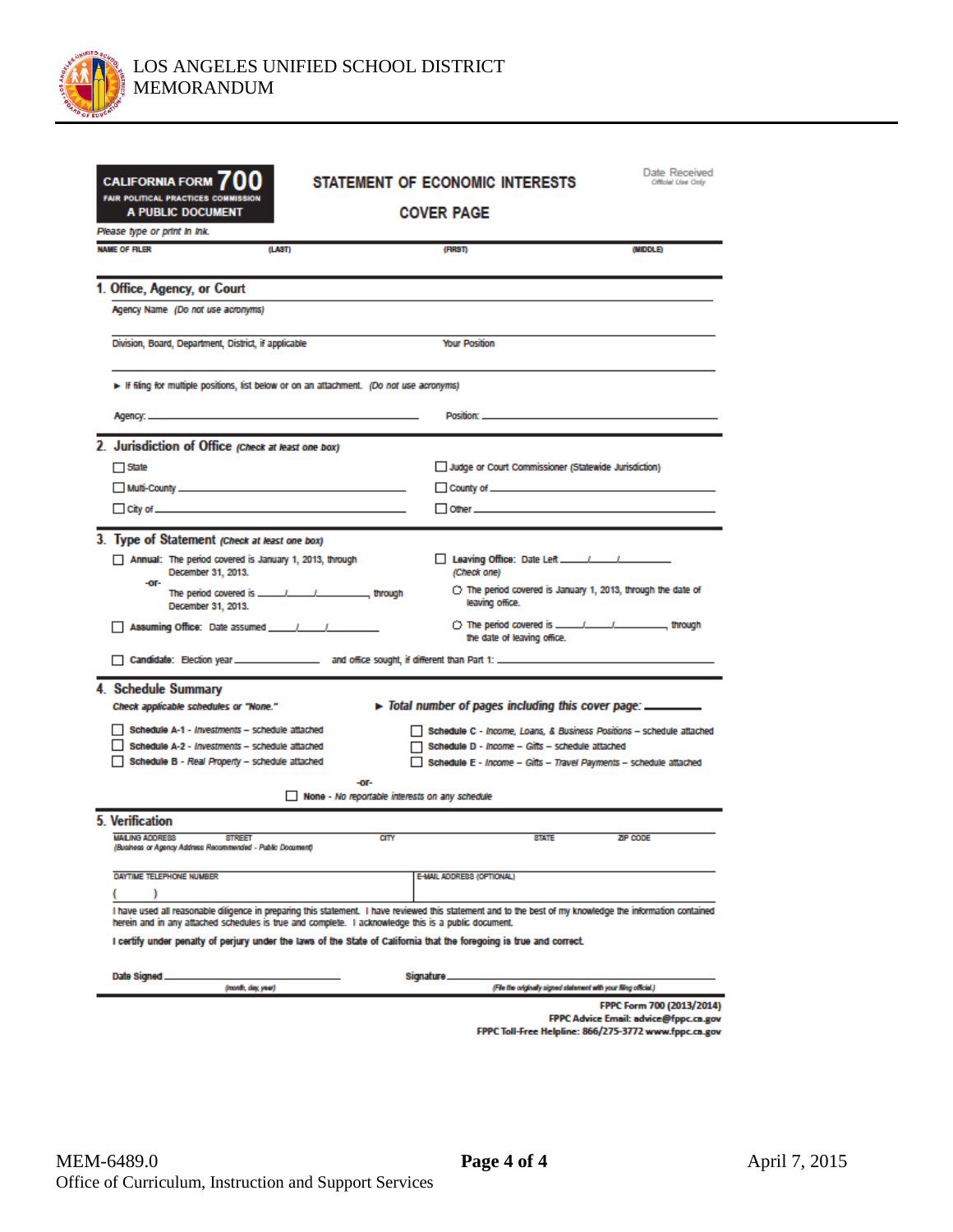LOS ANGELES UNIFIED SCHOOL DISTRICT
MEMORANDUM

**CALIFORNIA FORM 700**
FAIR POLITICAL PRACTICES COMMISSION
A PUBLIC DOCUMENT

## STATEMENT OF ECONOMIC INTERESTS
## COVER PAGE

Date Received
*Official Use Only*

*Please type or print in ink.*

NAME OF FILER (LAST) (FIRST) (MIDDLE)

### 1. Office, Agency, or Court

Agency Name *(Do not use acronyms)*

Division, Board, Department, District, if applicable

Your Position

► If filing for multiple positions, list below or on an attachment. *(Do not use acronyms)*

Agency: ______________________ Position: ______________________

### 2. Jurisdiction of Office *(Check at least one box)*

- ☐ State
- ☐ Judge or Court Commissioner (Statewide Jurisdiction)
- ☐ Multi-County ______________________
- ☐ County of ______________________
- ☐ City of ______________________
- ☐ Other ______________________

### 3. Type of Statement *(Check at least one box)*

- ☐ **Annual:** The period covered is January 1, 2013, through December 31, 2013.
  -or-
  The period covered is ____/____/______, through December 31, 2013.
- ☐ **Leaving Office:** Date Left ____/____/______
  *(Check one)*
  - ○ The period covered is January 1, 2013, through the date of leaving office.
  - ○ The period covered is ____/____/______, through the date of leaving office.
- ☐ **Assuming Office:** Date assumed ____/____/______
- ☐ **Candidate:** Election year ______ and office sought, if different than Part 1: ______________________

### 4. Schedule Summary

*Check applicable schedules or "None."*

► *Total number of pages including this cover page:* ______

- ☐ **Schedule A-1** - *Investments* – schedule attached
- ☐ **Schedule A-2** - *Investments* – schedule attached
- ☐ **Schedule B** - *Real Property* – schedule attached
- ☐ **Schedule C** - *Income, Loans, & Business Positions* – schedule attached
- ☐ **Schedule D** - *Income – Gifts* – schedule attached
- ☐ **Schedule E** - *Income – Gifts – Travel Payments* – schedule attached

-or-

- ☐ **None** - *No reportable interests on any schedule*

### 5. Verification

MAILING ADDRESS STREET CITY STATE ZIP CODE
*(Business or Agency Address Recommended - Public Document)*

DAYTIME TELEPHONE NUMBER
(     )

E-MAIL ADDRESS (OPTIONAL)

I have used all reasonable diligence in preparing this statement. I have reviewed this statement and to the best of my knowledge the information contained herein and in any attached schedules is true and complete. I acknowledge this is a public document.

**I certify under penalty of perjury under the laws of the State of California that the foregoing is true and correct.**

**Date Signed** ______________________ *(month, day, year)*

**Signature** ______________________ *(File the originally signed statement with your filing official.)*

**FPPC Form 700 (2013/2014)**
**FPPC Advice Email: advice@fppc.ca.gov**
**FPPC Toll-Free Helpline: 866/275-3772 www.fppc.ca.gov**

MEM-6489.0
Office of Curriculum, Instruction and Support Services

April 7, 2015